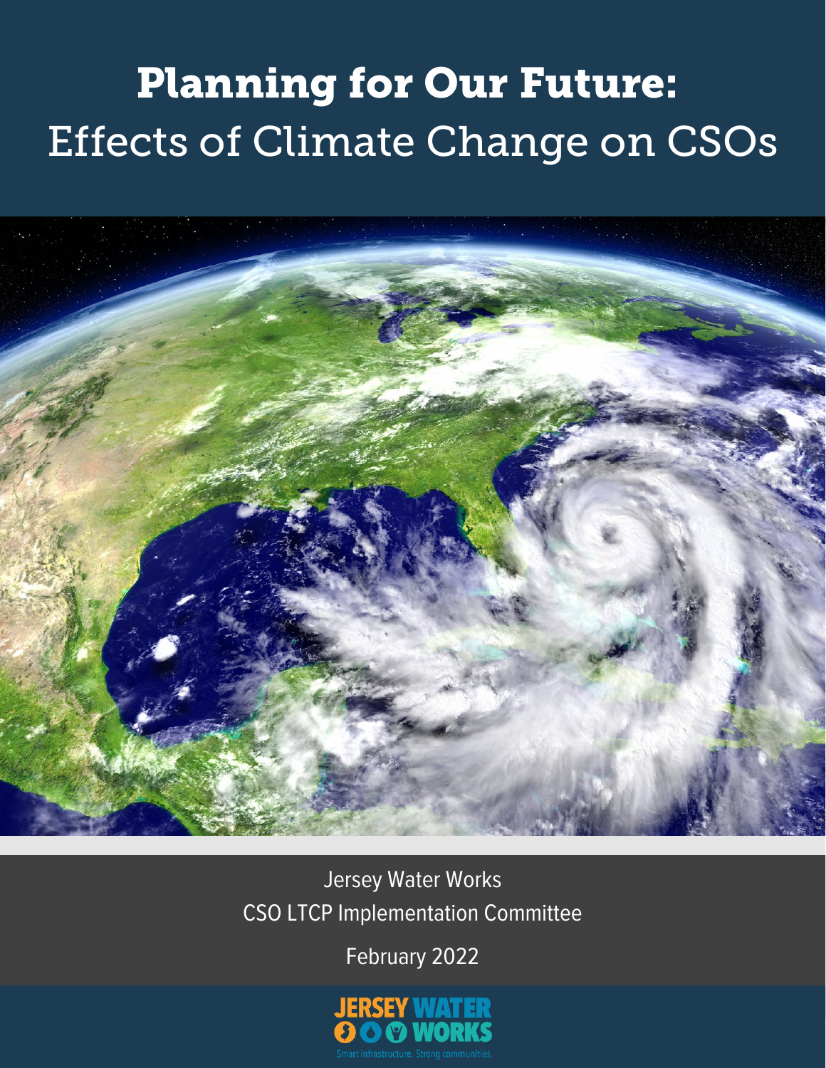# Planning for Our Future: Effects of Climate Change on CSOs

Jersey Water Works
CSO LTCP Implementation Committee

February 2022

JERSEY WATER WORKS

Smart infrastructure. Strong communities.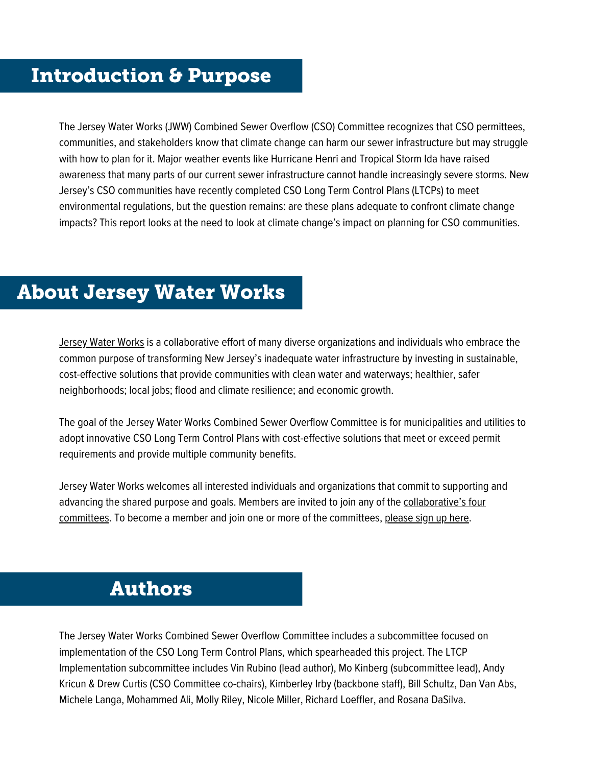## Introduction & Purpose

The Jersey Water Works (JWW) Combined Sewer Overflow (CSO) Committee recognizes that CSO permittees, communities, and stakeholders know that climate change can harm our sewer infrastructure but may struggle with how to plan for it. Major weather events like Hurricane Henri and Tropical Storm Ida have raised awareness that many parts of our current sewer infrastructure cannot handle increasingly severe storms. New Jersey's CSO communities have recently completed CSO Long Term Control Plans (LTCPs) to meet environmental regulations, but the question remains: are these plans adequate to confront climate change impacts? This report looks at the need to look at climate change's impact on planning for CSO communities.

## About Jersey Water Works

Jersey Water Works is a collaborative effort of many diverse organizations and individuals who embrace the common purpose of transforming New Jersey's inadequate water infrastructure by investing in sustainable, cost-effective solutions that provide communities with clean water and waterways; healthier, safer neighborhoods; local jobs; flood and climate resilience; and economic growth.

The goal of the Jersey Water Works Combined Sewer Overflow Committee is for municipalities and utilities to adopt innovative CSO Long Term Control Plans with cost-effective solutions that meet or exceed permit requirements and provide multiple community benefits.

Jersey Water Works welcomes all interested individuals and organizations that commit to supporting and advancing the shared purpose and goals. Members are invited to join any of the collaborative's four committees. To become a member and join one or more of the committees, please sign up here.

## Authors

The Jersey Water Works Combined Sewer Overflow Committee includes a subcommittee focused on implementation of the CSO Long Term Control Plans, which spearheaded this project. The LTCP Implementation subcommittee includes Vin Rubino (lead author), Mo Kinberg (subcommittee lead), Andy Kricun & Drew Curtis (CSO Committee co-chairs), Kimberley Irby (backbone staff), Bill Schultz, Dan Van Abs, Michele Langa, Mohammed Ali, Molly Riley, Nicole Miller, Richard Loeffler, and Rosana DaSilva.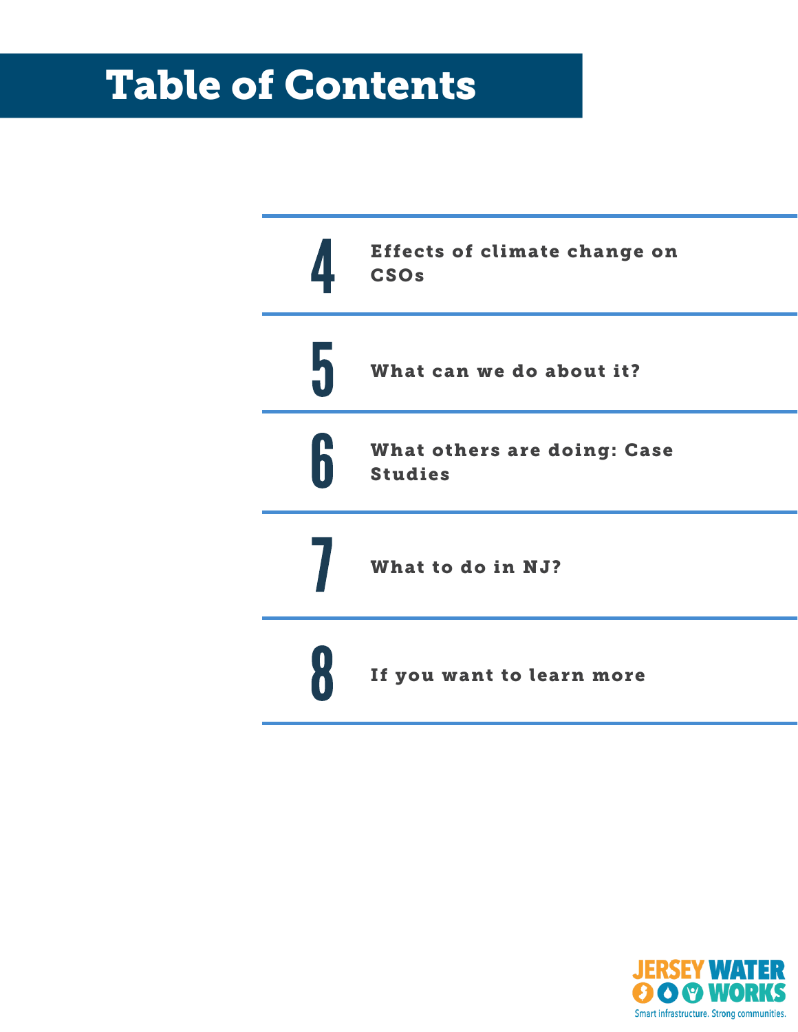# Table of Contents

| | |
|---|---|
| 4 | Effects of climate change on CSOs |
| 5 | What can we do about it? |
| 6 | What others are doing: Case Studies |
| 7 | What to do in NJ? |
| 8 | If you want to learn more |

JERSEY WATER WORKS

Smart infrastructure. Strong communities.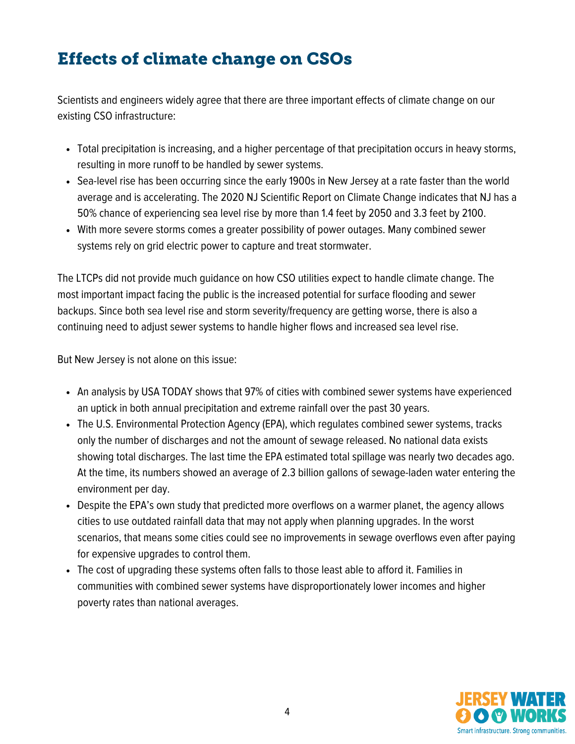## Effects of climate change on CSOs

Scientists and engineers widely agree that there are three important effects of climate change on our existing CSO infrastructure:

- Total precipitation is increasing, and a higher percentage of that precipitation occurs in heavy storms, resulting in more runoff to be handled by sewer systems.
- Sea-level rise has been occurring since the early 1900s in New Jersey at a rate faster than the world average and is accelerating. The 2020 NJ Scientific Report on Climate Change indicates that NJ has a 50% chance of experiencing sea level rise by more than 1.4 feet by 2050 and 3.3 feet by 2100.
- With more severe storms comes a greater possibility of power outages. Many combined sewer systems rely on grid electric power to capture and treat stormwater.

The LTCPs did not provide much guidance on how CSO utilities expect to handle climate change. The most important impact facing the public is the increased potential for surface flooding and sewer backups. Since both sea level rise and storm severity/frequency are getting worse, there is also a continuing need to adjust sewer systems to handle higher flows and increased sea level rise.

But New Jersey is not alone on this issue:

- An analysis by USA TODAY shows that 97% of cities with combined sewer systems have experienced an uptick in both annual precipitation and extreme rainfall over the past 30 years.
- The U.S. Environmental Protection Agency (EPA), which regulates combined sewer systems, tracks only the number of discharges and not the amount of sewage released. No national data exists showing total discharges. The last time the EPA estimated total spillage was nearly two decades ago. At the time, its numbers showed an average of 2.3 billion gallons of sewage-laden water entering the environment per day.
- Despite the EPA's own study that predicted more overflows on a warmer planet, the agency allows cities to use outdated rainfall data that may not apply when planning upgrades. In the worst scenarios, that means some cities could see no improvements in sewage overflows even after paying for expensive upgrades to control them.
- The cost of upgrading these systems often falls to those least able to afford it. Families in communities with combined sewer systems have disproportionately lower incomes and higher poverty rates than national averages.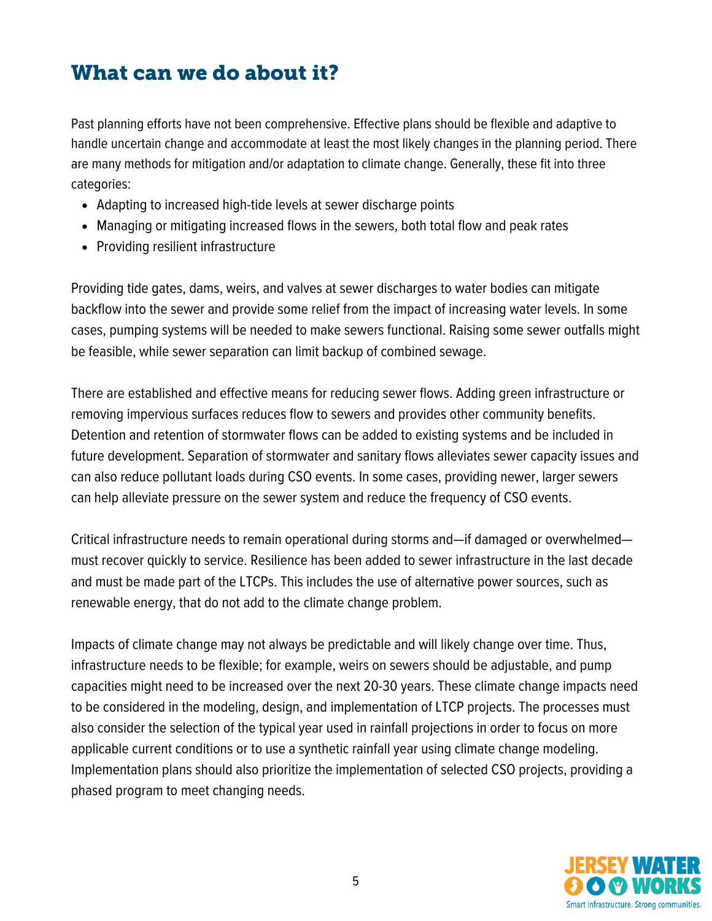## What can we do about it?

Past planning efforts have not been comprehensive. Effective plans should be flexible and adaptive to handle uncertain change and accommodate at least the most likely changes in the planning period. There are many methods for mitigation and/or adaptation to climate change. Generally, these fit into three categories:

- Adapting to increased high-tide levels at sewer discharge points
- Managing or mitigating increased flows in the sewers, both total flow and peak rates
- Providing resilient infrastructure

Providing tide gates, dams, weirs, and valves at sewer discharges to water bodies can mitigate backflow into the sewer and provide some relief from the impact of increasing water levels. In some cases, pumping systems will be needed to make sewers functional. Raising some sewer outfalls might be feasible, while sewer separation can limit backup of combined sewage.

There are established and effective means for reducing sewer flows. Adding green infrastructure or removing impervious surfaces reduces flow to sewers and provides other community benefits. Detention and retention of stormwater flows can be added to existing systems and be included in future development. Separation of stormwater and sanitary flows alleviates sewer capacity issues and can also reduce pollutant loads during CSO events. In some cases, providing newer, larger sewers can help alleviate pressure on the sewer system and reduce the frequency of CSO events.

Critical infrastructure needs to remain operational during storms and—if damaged or overwhelmed—must recover quickly to service. Resilience has been added to sewer infrastructure in the last decade and must be made part of the LTCPs. This includes the use of alternative power sources, such as renewable energy, that do not add to the climate change problem.

Impacts of climate change may not always be predictable and will likely change over time. Thus, infrastructure needs to be flexible; for example, weirs on sewers should be adjustable, and pump capacities might need to be increased over the next 20-30 years. These climate change impacts need to be considered in the modeling, design, and implementation of LTCP projects. The processes must also consider the selection of the typical year used in rainfall projections in order to focus on more applicable current conditions or to use a synthetic rainfall year using climate change modeling. Implementation plans should also prioritize the implementation of selected CSO projects, providing a phased program to meet changing needs.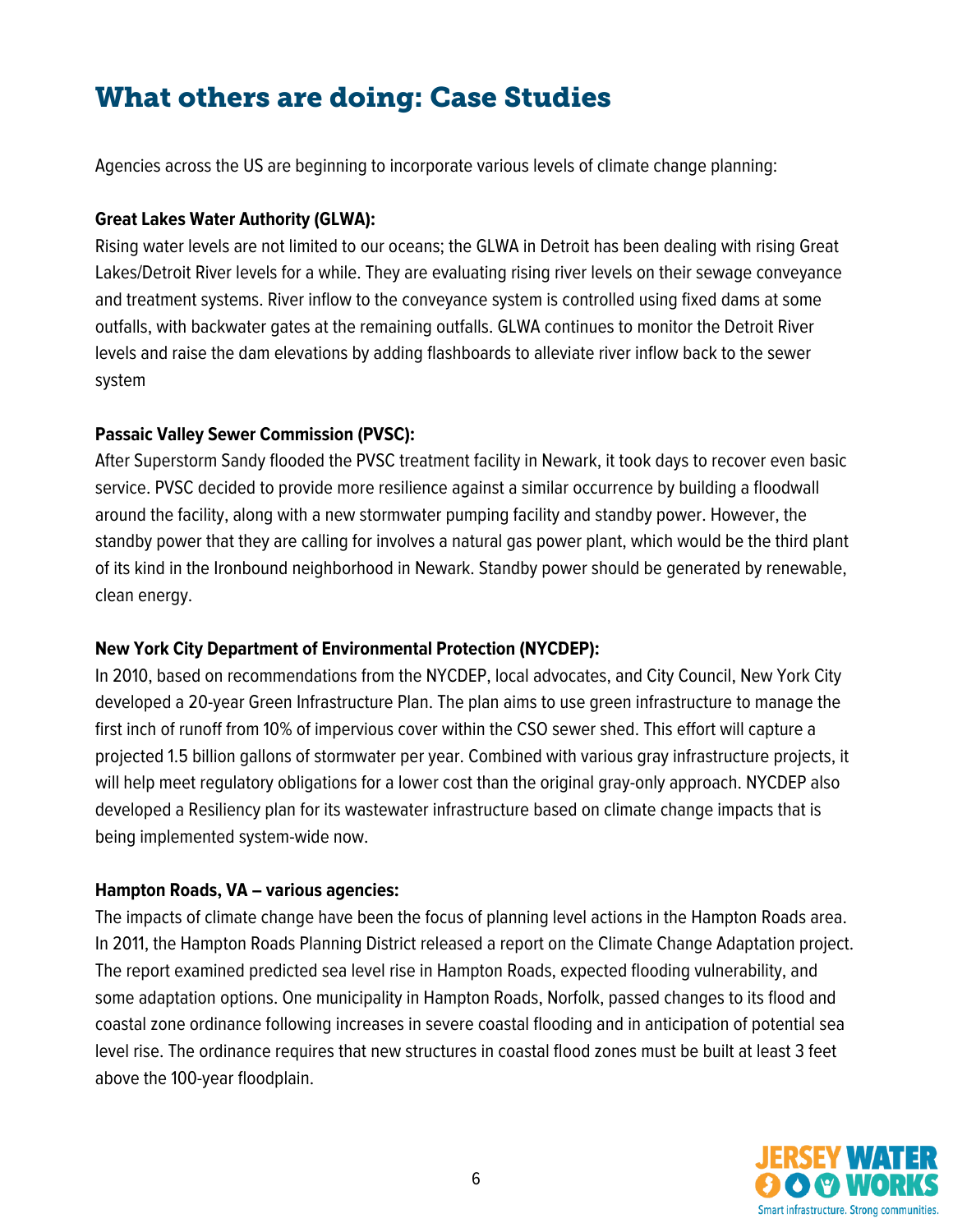# What others are doing: Case Studies

Agencies across the US are beginning to incorporate various levels of climate change planning:

**Great Lakes Water Authority (GLWA):**

Rising water levels are not limited to our oceans; the GLWA in Detroit has been dealing with rising Great Lakes/Detroit River levels for a while. They are evaluating rising river levels on their sewage conveyance and treatment systems. River inflow to the conveyance system is controlled using fixed dams at some outfalls, with backwater gates at the remaining outfalls. GLWA continues to monitor the Detroit River levels and raise the dam elevations by adding flashboards to alleviate river inflow back to the sewer system

**Passaic Valley Sewer Commission (PVSC):**

After Superstorm Sandy flooded the PVSC treatment facility in Newark, it took days to recover even basic service. PVSC decided to provide more resilience against a similar occurrence by building a floodwall around the facility, along with a new stormwater pumping facility and standby power. However, the standby power that they are calling for involves a natural gas power plant, which would be the third plant of its kind in the Ironbound neighborhood in Newark. Standby power should be generated by renewable, clean energy.

**New York City Department of Environmental Protection (NYCDEP):**

In 2010, based on recommendations from the NYCDEP, local advocates, and City Council, New York City developed a 20-year Green Infrastructure Plan. The plan aims to use green infrastructure to manage the first inch of runoff from 10% of impervious cover within the CSO sewer shed. This effort will capture a projected 1.5 billion gallons of stormwater per year. Combined with various gray infrastructure projects, it will help meet regulatory obligations for a lower cost than the original gray-only approach. NYCDEP also developed a Resiliency plan for its wastewater infrastructure based on climate change impacts that is being implemented system-wide now.

**Hampton Roads, VA – various agencies:**

The impacts of climate change have been the focus of planning level actions in the Hampton Roads area. In 2011, the Hampton Roads Planning District released a report on the Climate Change Adaptation project. The report examined predicted sea level rise in Hampton Roads, expected flooding vulnerability, and some adaptation options. One municipality in Hampton Roads, Norfolk, passed changes to its flood and coastal zone ordinance following increases in severe coastal flooding and in anticipation of potential sea level rise. The ordinance requires that new structures in coastal flood zones must be built at least 3 feet above the 100-year floodplain.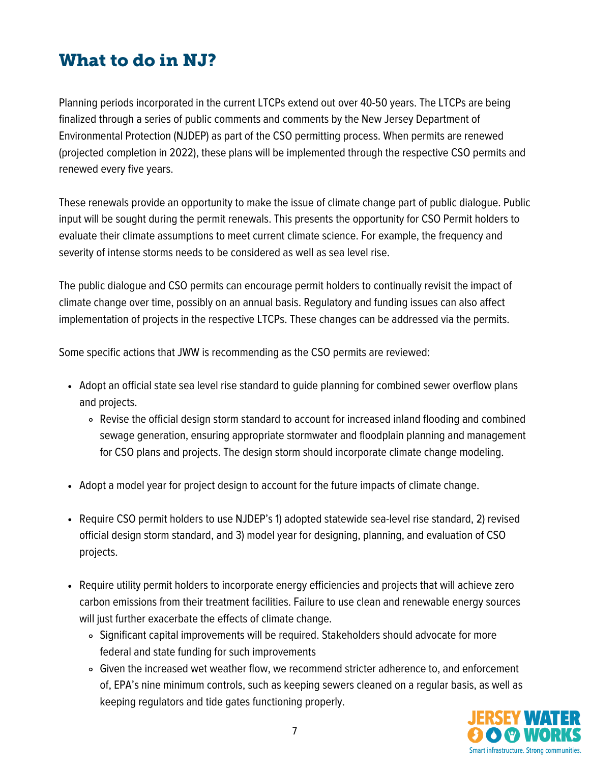# What to do in NJ?

Planning periods incorporated in the current LTCPs extend out over 40-50 years. The LTCPs are being finalized through a series of public comments and comments by the New Jersey Department of Environmental Protection (NJDEP) as part of the CSO permitting process. When permits are renewed (projected completion in 2022), these plans will be implemented through the respective CSO permits and renewed every five years.

These renewals provide an opportunity to make the issue of climate change part of public dialogue. Public input will be sought during the permit renewals. This presents the opportunity for CSO Permit holders to evaluate their climate assumptions to meet current climate science. For example, the frequency and severity of intense storms needs to be considered as well as sea level rise.

The public dialogue and CSO permits can encourage permit holders to continually revisit the impact of climate change over time, possibly on an annual basis. Regulatory and funding issues can also affect implementation of projects in the respective LTCPs. These changes can be addressed via the permits.

Some specific actions that JWW is recommending as the CSO permits are reviewed:

- Adopt an official state sea level rise standard to guide planning for combined sewer overflow plans and projects.
  - Revise the official design storm standard to account for increased inland flooding and combined sewage generation, ensuring appropriate stormwater and floodplain planning and management for CSO plans and projects. The design storm should incorporate climate change modeling.
- Adopt a model year for project design to account for the future impacts of climate change.
- Require CSO permit holders to use NJDEP's 1) adopted statewide sea-level rise standard, 2) revised official design storm standard, and 3) model year for designing, planning, and evaluation of CSO projects.
- Require utility permit holders to incorporate energy efficiencies and projects that will achieve zero carbon emissions from their treatment facilities. Failure to use clean and renewable energy sources will just further exacerbate the effects of climate change.
  - Significant capital improvements will be required. Stakeholders should advocate for more federal and state funding for such improvements
  - Given the increased wet weather flow, we recommend stricter adherence to, and enforcement of, EPA's nine minimum controls, such as keeping sewers cleaned on a regular basis, as well as keeping regulators and tide gates functioning properly.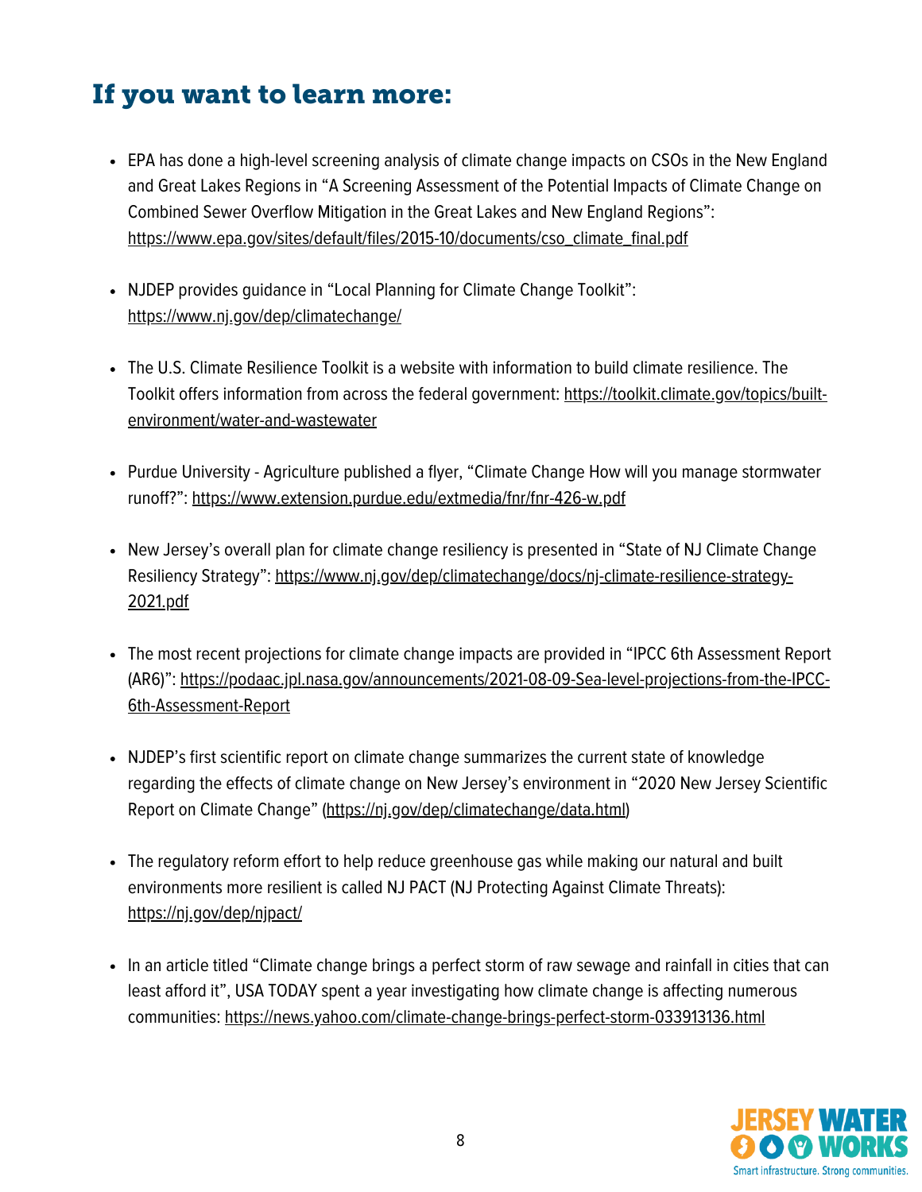## If you want to learn more:

- EPA has done a high-level screening analysis of climate change impacts on CSOs in the New England and Great Lakes Regions in "A Screening Assessment of the Potential Impacts of Climate Change on Combined Sewer Overflow Mitigation in the Great Lakes and New England Regions": https://www.epa.gov/sites/default/files/2015-10/documents/cso_climate_final.pdf

- NJDEP provides guidance in "Local Planning for Climate Change Toolkit": https://www.nj.gov/dep/climatechange/

- The U.S. Climate Resilience Toolkit is a website with information to build climate resilience. The Toolkit offers information from across the federal government: https://toolkit.climate.gov/topics/built-environment/water-and-wastewater

- Purdue University - Agriculture published a flyer, "Climate Change How will you manage stormwater runoff?": https://www.extension.purdue.edu/extmedia/fnr/fnr-426-w.pdf

- New Jersey's overall plan for climate change resiliency is presented in "State of NJ Climate Change Resiliency Strategy": https://www.nj.gov/dep/climatechange/docs/nj-climate-resilience-strategy-2021.pdf

- The most recent projections for climate change impacts are provided in "IPCC 6th Assessment Report (AR6)": https://podaac.jpl.nasa.gov/announcements/2021-08-09-Sea-level-projections-from-the-IPCC-6th-Assessment-Report

- NJDEP's first scientific report on climate change summarizes the current state of knowledge regarding the effects of climate change on New Jersey's environment in "2020 New Jersey Scientific Report on Climate Change" (https://nj.gov/dep/climatechange/data.html)

- The regulatory reform effort to help reduce greenhouse gas while making our natural and built environments more resilient is called NJ PACT (NJ Protecting Against Climate Threats): https://nj.gov/dep/njpact/

- In an article titled "Climate change brings a perfect storm of raw sewage and rainfall in cities that can least afford it", USA TODAY spent a year investigating how climate change is affecting numerous communities: https://news.yahoo.com/climate-change-brings-perfect-storm-033913136.html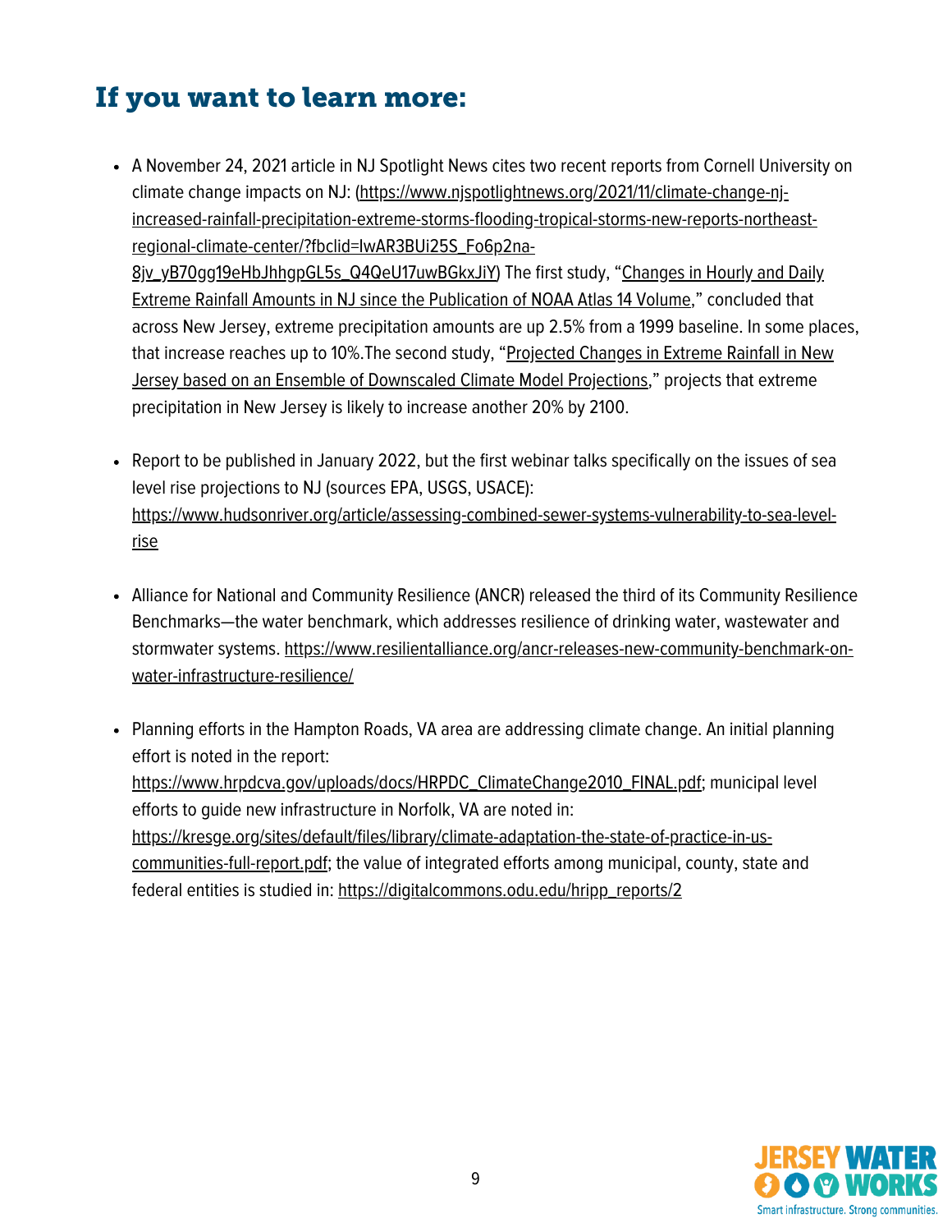## If you want to learn more:

- A November 24, 2021 article in NJ Spotlight News cites two recent reports from Cornell University on climate change impacts on NJ: (https://www.njspotlightnews.org/2021/11/climate-change-nj-increased-rainfall-precipitation-extreme-storms-flooding-tropical-storms-new-reports-northeast-regional-climate-center/?fbclid=IwAR3BUi25S_Fo6p2na-8jv_yB70gg19eHbJhhgpGL5s_Q4QeU17uwBGkxJiY) The first study, "Changes in Hourly and Daily Extreme Rainfall Amounts in NJ since the Publication of NOAA Atlas 14 Volume," concluded that across New Jersey, extreme precipitation amounts are up 2.5% from a 1999 baseline. In some places, that increase reaches up to 10%.The second study, "Projected Changes in Extreme Rainfall in New Jersey based on an Ensemble of Downscaled Climate Model Projections," projects that extreme precipitation in New Jersey is likely to increase another 20% by 2100.

- Report to be published in January 2022, but the first webinar talks specifically on the issues of sea level rise projections to NJ (sources EPA, USGS, USACE): https://www.hudsonriver.org/article/assessing-combined-sewer-systems-vulnerability-to-sea-level-rise

- Alliance for National and Community Resilience (ANCR) released the third of its Community Resilience Benchmarks—the water benchmark, which addresses resilience of drinking water, wastewater and stormwater systems. https://www.resilientalliance.org/ancr-releases-new-community-benchmark-on-water-infrastructure-resilience/

- Planning efforts in the Hampton Roads, VA area are addressing climate change. An initial planning effort is noted in the report: https://www.hrpdcva.gov/uploads/docs/HRPDC_ClimateChange2010_FINAL.pdf; municipal level efforts to guide new infrastructure in Norfolk, VA are noted in: https://kresge.org/sites/default/files/library/climate-adaptation-the-state-of-practice-in-us-communities-full-report.pdf; the value of integrated efforts among municipal, county, state and federal entities is studied in: https://digitalcommons.odu.edu/hripp_reports/2

JERSEY WATER WORKS
Smart infrastructure. Strong communities.